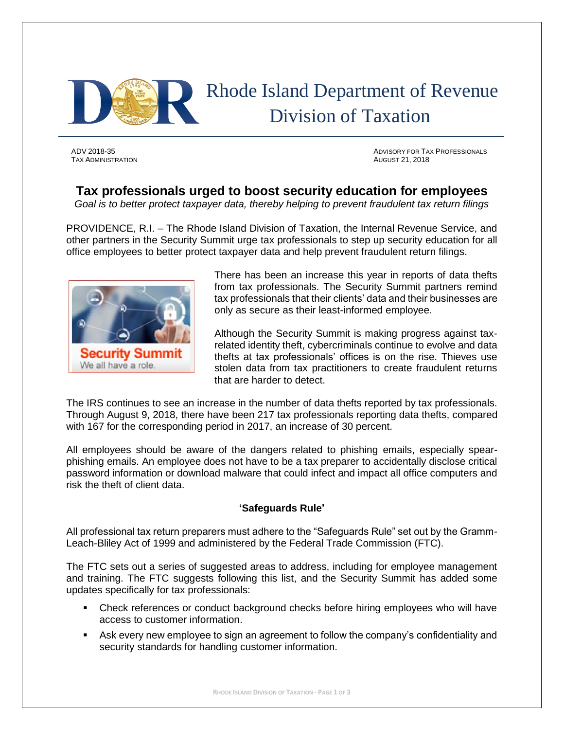Rhode Island Department of Revenue
Division of Taxation

ADV 2018-35
TAX ADMINISTRATION

ADVISORY FOR TAX PROFESSIONALS
AUGUST 21, 2018

# Tax professionals urged to boost security education for employees

*Goal is to better protect taxpayer data, thereby helping to prevent fraudulent tax return filings*

PROVIDENCE, R.I. – The Rhode Island Division of Taxation, the Internal Revenue Service, and other partners in the Security Summit urge tax professionals to step up security education for all office employees to better protect taxpayer data and help prevent fraudulent return filings.

Security Summit
We all have a role.

There has been an increase this year in reports of data thefts from tax professionals. The Security Summit partners remind tax professionals that their clients' data and their businesses are only as secure as their least-informed employee.

Although the Security Summit is making progress against tax-related identity theft, cybercriminals continue to evolve and data thefts at tax professionals' offices is on the rise. Thieves use stolen data from tax practitioners to create fraudulent returns that are harder to detect.

The IRS continues to see an increase in the number of data thefts reported by tax professionals. Through August 9, 2018, there have been 217 tax professionals reporting data thefts, compared with 167 for the corresponding period in 2017, an increase of 30 percent.

All employees should be aware of the dangers related to phishing emails, especially spear-phishing emails. An employee does not have to be a tax preparer to accidentally disclose critical password information or download malware that could infect and impact all office computers and risk the theft of client data.

## 'Safeguards Rule'

All professional tax return preparers must adhere to the "Safeguards Rule" set out by the Gramm-Leach-Bliley Act of 1999 and administered by the Federal Trade Commission (FTC).

The FTC sets out a series of suggested areas to address, including for employee management and training. The FTC suggests following this list, and the Security Summit has added some updates specifically for tax professionals:

- Check references or conduct background checks before hiring employees who will have access to customer information.
- Ask every new employee to sign an agreement to follow the company's confidentiality and security standards for handling customer information.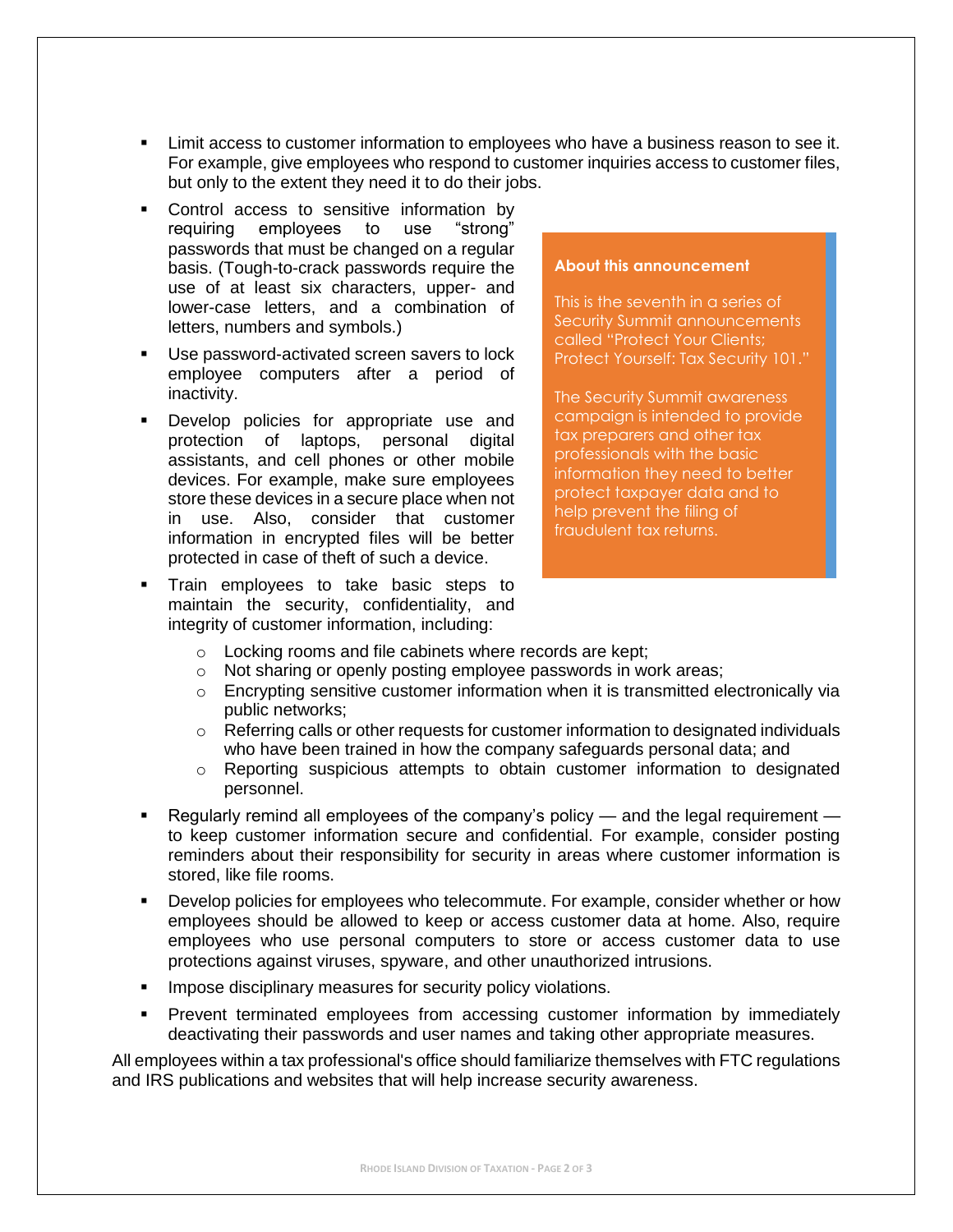- Limit access to customer information to employees who have a business reason to see it. For example, give employees who respond to customer inquiries access to customer files, but only to the extent they need it to do their jobs.
- Control access to sensitive information by requiring employees to use "strong" passwords that must be changed on a regular basis. (Tough-to-crack passwords require the use of at least six characters, upper- and lower-case letters, and a combination of letters, numbers and symbols.)
- Use password-activated screen savers to lock employee computers after a period of inactivity.
- Develop policies for appropriate use and protection of laptops, personal digital assistants, and cell phones or other mobile devices. For example, make sure employees store these devices in a secure place when not in use. Also, consider that customer information in encrypted files will be better protected in case of theft of such a device.
- Train employees to take basic steps to maintain the security, confidentiality, and integrity of customer information, including:
  - Locking rooms and file cabinets where records are kept;
  - Not sharing or openly posting employee passwords in work areas;
  - Encrypting sensitive customer information when it is transmitted electronically via public networks;
  - Referring calls or other requests for customer information to designated individuals who have been trained in how the company safeguards personal data; and
  - Reporting suspicious attempts to obtain customer information to designated personnel.
- Regularly remind all employees of the company's policy — and the legal requirement — to keep customer information secure and confidential. For example, consider posting reminders about their responsibility for security in areas where customer information is stored, like file rooms.
- Develop policies for employees who telecommute. For example, consider whether or how employees should be allowed to keep or access customer data at home. Also, require employees who use personal computers to store or access customer data to use protections against viruses, spyware, and other unauthorized intrusions.
- Impose disciplinary measures for security policy violations.
- Prevent terminated employees from accessing customer information by immediately deactivating their passwords and user names and taking other appropriate measures.

All employees within a tax professional's office should familiarize themselves with FTC regulations and IRS publications and websites that will help increase security awareness.

**About this announcement**

This is the seventh in a series of Security Summit announcements called "Protect Your Clients; Protect Yourself: Tax Security 101."

The Security Summit awareness campaign is intended to provide tax preparers and other tax professionals with the basic information they need to better protect taxpayer data and to help prevent the filing of fraudulent tax returns.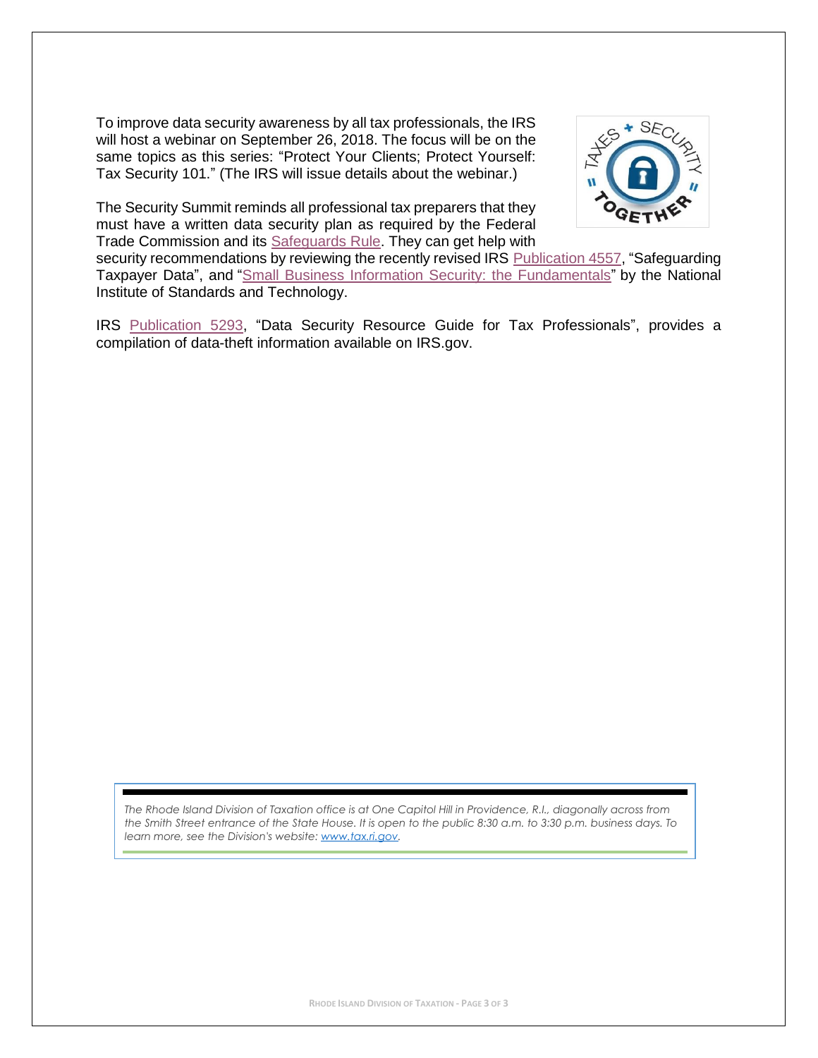To improve data security awareness by all tax professionals, the IRS will host a webinar on September 26, 2018. The focus will be on the same topics as this series: "Protect Your Clients; Protect Yourself: Tax Security 101." (The IRS will issue details about the webinar.)

The Security Summit reminds all professional tax preparers that they must have a written data security plan as required by the Federal Trade Commission and its Safeguards Rule. They can get help with security recommendations by reviewing the recently revised IRS Publication 4557, "Safeguarding Taxpayer Data", and "Small Business Information Security: the Fundamentals" by the National Institute of Standards and Technology.

IRS Publication 5293, "Data Security Resource Guide for Tax Professionals", provides a compilation of data-theft information available on IRS.gov.

*The Rhode Island Division of Taxation office is at One Capitol Hill in Providence, R.I., diagonally across from the Smith Street entrance of the State House. It is open to the public 8:30 a.m. to 3:30 p.m. business days. To learn more, see the Division's website: www.tax.ri.gov.*